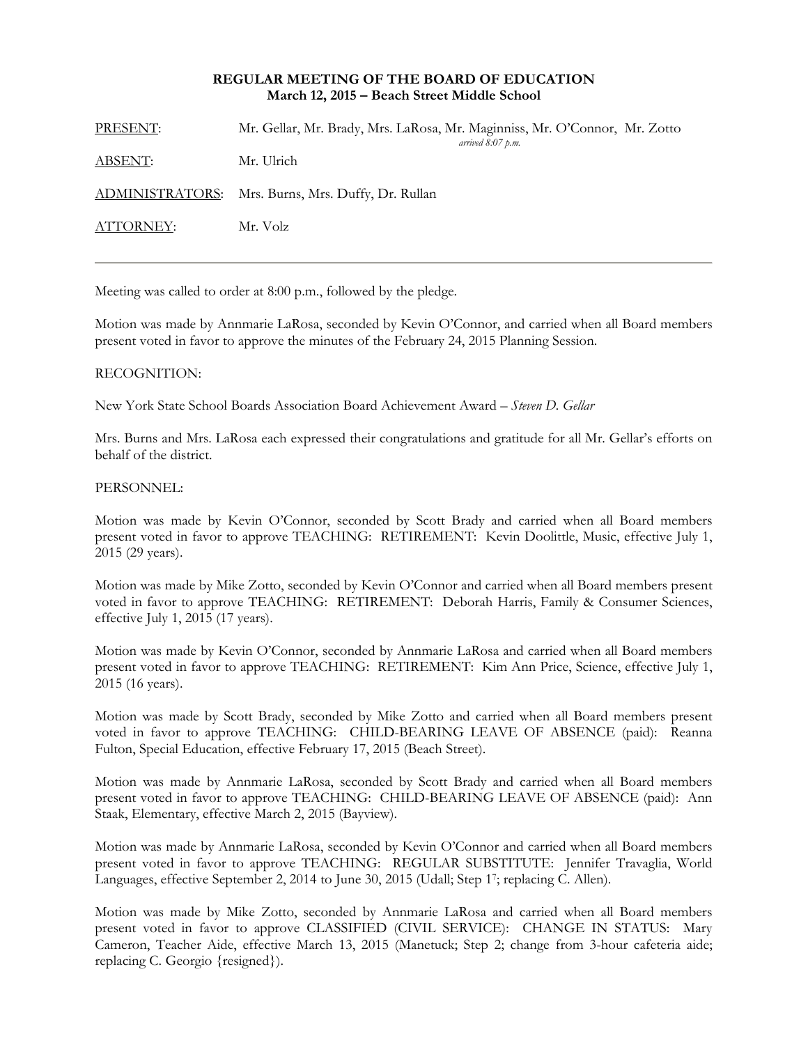**REGULAR MEETING OF THE BOARD OF EDUCATION**
**March 12, 2015 – Beach Street Middle School**

PRESENT: Mr. Gellar, Mr. Brady, Mrs. LaRosa, Mr. Maginniss, Mr. O'Connor, Mr. Zotto *arrived 8:07 p.m.*

ABSENT: Mr. Ulrich

ADMINISTRATORS: Mrs. Burns, Mrs. Duffy, Dr. Rullan

ATTORNEY: Mr. Volz

---

Meeting was called to order at 8:00 p.m., followed by the pledge.

Motion was made by Annmarie LaRosa, seconded by Kevin O'Connor, and carried when all Board members present voted in favor to approve the minutes of the February 24, 2015 Planning Session.

RECOGNITION:

New York State School Boards Association Board Achievement Award – *Steven D. Gellar*

Mrs. Burns and Mrs. LaRosa each expressed their congratulations and gratitude for all Mr. Gellar's efforts on behalf of the district.

PERSONNEL:

Motion was made by Kevin O'Connor, seconded by Scott Brady and carried when all Board members present voted in favor to approve TEACHING: RETIREMENT: Kevin Doolittle, Music, effective July 1, 2015 (29 years).

Motion was made by Mike Zotto, seconded by Kevin O'Connor and carried when all Board members present voted in favor to approve TEACHING: RETIREMENT: Deborah Harris, Family & Consumer Sciences, effective July 1, 2015 (17 years).

Motion was made by Kevin O'Connor, seconded by Annmarie LaRosa and carried when all Board members present voted in favor to approve TEACHING: RETIREMENT: Kim Ann Price, Science, effective July 1, 2015 (16 years).

Motion was made by Scott Brady, seconded by Mike Zotto and carried when all Board members present voted in favor to approve TEACHING: CHILD-BEARING LEAVE OF ABSENCE (paid): Reanna Fulton, Special Education, effective February 17, 2015 (Beach Street).

Motion was made by Annmarie LaRosa, seconded by Scott Brady and carried when all Board members present voted in favor to approve TEACHING: CHILD-BEARING LEAVE OF ABSENCE (paid): Ann Staak, Elementary, effective March 2, 2015 (Bayview).

Motion was made by Annmarie LaRosa, seconded by Kevin O'Connor and carried when all Board members present voted in favor to approve TEACHING: REGULAR SUBSTITUTE: Jennifer Travaglia, World Languages, effective September 2, 2014 to June 30, 2015 (Udall; Step 1[7]; replacing C. Allen).

Motion was made by Mike Zotto, seconded by Annmarie LaRosa and carried when all Board members present voted in favor to approve CLASSIFIED (CIVIL SERVICE): CHANGE IN STATUS: Mary Cameron, Teacher Aide, effective March 13, 2015 (Manetuck; Step 2; change from 3-hour cafeteria aide; replacing C. Georgio {resigned}).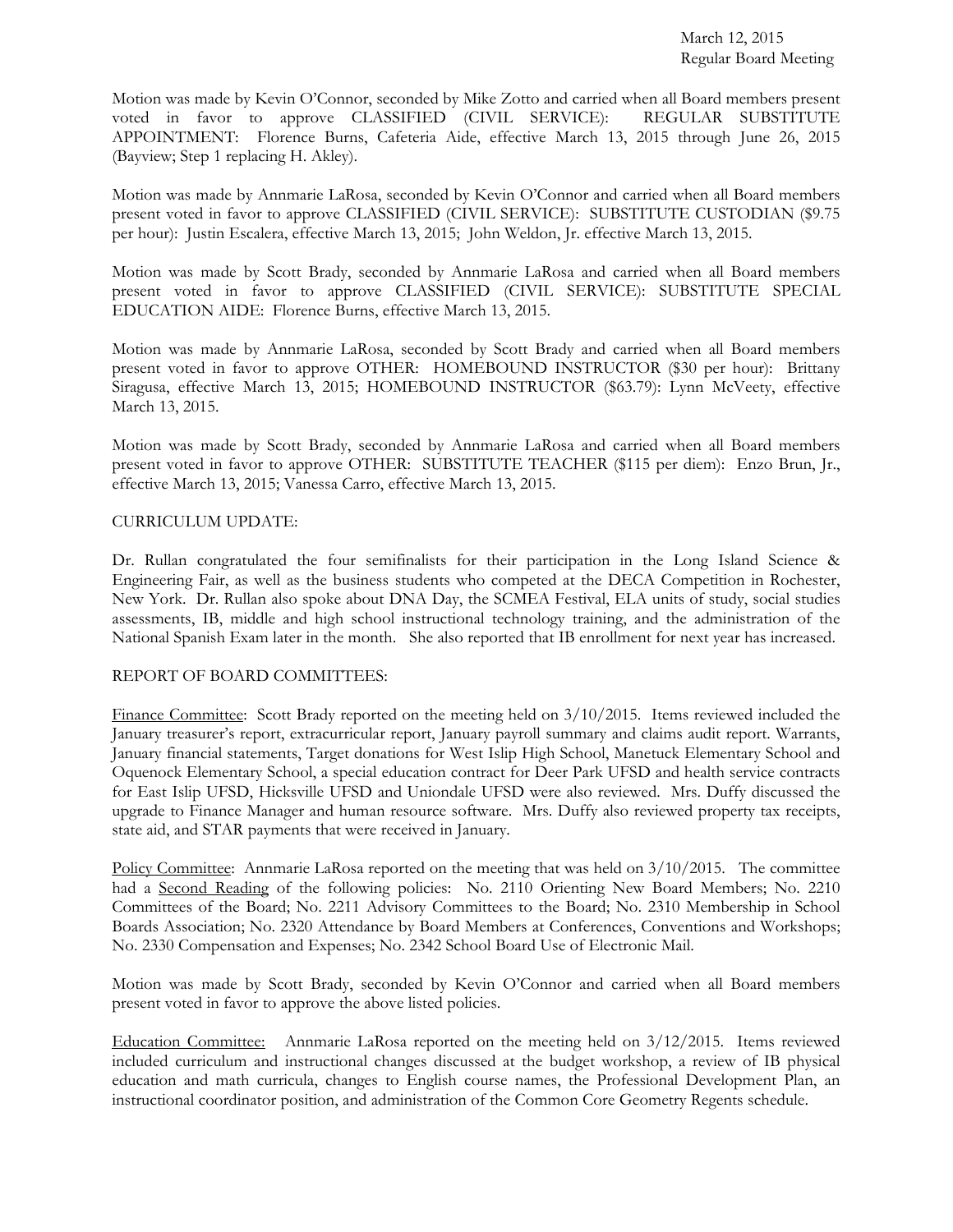Motion was made by Kevin O'Connor, seconded by Mike Zotto and carried when all Board members present voted in favor to approve CLASSIFIED (CIVIL SERVICE): REGULAR SUBSTITUTE APPOINTMENT: Florence Burns, Cafeteria Aide, effective March 13, 2015 through June 26, 2015 (Bayview; Step 1 replacing H. Akley).

Motion was made by Annmarie LaRosa, seconded by Kevin O'Connor and carried when all Board members present voted in favor to approve CLASSIFIED (CIVIL SERVICE): SUBSTITUTE CUSTODIAN ($9.75 per hour): Justin Escalera, effective March 13, 2015; John Weldon, Jr. effective March 13, 2015.

Motion was made by Scott Brady, seconded by Annmarie LaRosa and carried when all Board members present voted in favor to approve CLASSIFIED (CIVIL SERVICE): SUBSTITUTE SPECIAL EDUCATION AIDE: Florence Burns, effective March 13, 2015.

Motion was made by Annmarie LaRosa, seconded by Scott Brady and carried when all Board members present voted in favor to approve OTHER: HOMEBOUND INSTRUCTOR ($30 per hour): Brittany Siragusa, effective March 13, 2015; HOMEBOUND INSTRUCTOR ($63.79): Lynn McVeety, effective March 13, 2015.

Motion was made by Scott Brady, seconded by Annmarie LaRosa and carried when all Board members present voted in favor to approve OTHER: SUBSTITUTE TEACHER ($115 per diem): Enzo Brun, Jr., effective March 13, 2015; Vanessa Carro, effective March 13, 2015.

CURRICULUM UPDATE:

Dr. Rullan congratulated the four semifinalists for their participation in the Long Island Science & Engineering Fair, as well as the business students who competed at the DECA Competition in Rochester, New York. Dr. Rullan also spoke about DNA Day, the SCMEA Festival, ELA units of study, social studies assessments, IB, middle and high school instructional technology training, and the administration of the National Spanish Exam later in the month. She also reported that IB enrollment for next year has increased.

REPORT OF BOARD COMMITTEES:

Finance Committee: Scott Brady reported on the meeting held on 3/10/2015. Items reviewed included the January treasurer's report, extracurricular report, January payroll summary and claims audit report. Warrants, January financial statements, Target donations for West Islip High School, Manetuck Elementary School and Oquenock Elementary School, a special education contract for Deer Park UFSD and health service contracts for East Islip UFSD, Hicksville UFSD and Uniondale UFSD were also reviewed. Mrs. Duffy discussed the upgrade to Finance Manager and human resource software. Mrs. Duffy also reviewed property tax receipts, state aid, and STAR payments that were received in January.

Policy Committee: Annmarie LaRosa reported on the meeting that was held on 3/10/2015. The committee had a Second Reading of the following policies: No. 2110 Orienting New Board Members; No. 2210 Committees of the Board; No. 2211 Advisory Committees to the Board; No. 2310 Membership in School Boards Association; No. 2320 Attendance by Board Members at Conferences, Conventions and Workshops; No. 2330 Compensation and Expenses; No. 2342 School Board Use of Electronic Mail.

Motion was made by Scott Brady, seconded by Kevin O'Connor and carried when all Board members present voted in favor to approve the above listed policies.

Education Committee: Annmarie LaRosa reported on the meeting held on 3/12/2015. Items reviewed included curriculum and instructional changes discussed at the budget workshop, a review of IB physical education and math curricula, changes to English course names, the Professional Development Plan, an instructional coordinator position, and administration of the Common Core Geometry Regents schedule.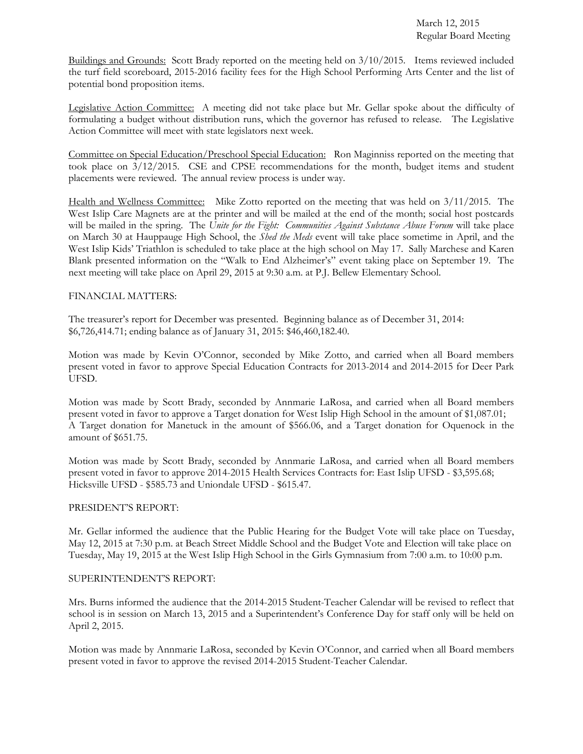Buildings and Grounds: Scott Brady reported on the meeting held on 3/10/2015. Items reviewed included the turf field scoreboard, 2015-2016 facility fees for the High School Performing Arts Center and the list of potential bond proposition items.

Legislative Action Committee: A meeting did not take place but Mr. Gellar spoke about the difficulty of formulating a budget without distribution runs, which the governor has refused to release. The Legislative Action Committee will meet with state legislators next week.

Committee on Special Education/Preschool Special Education: Ron Maginniss reported on the meeting that took place on 3/12/2015. CSE and CPSE recommendations for the month, budget items and student placements were reviewed. The annual review process is under way.

Health and Wellness Committee: Mike Zotto reported on the meeting that was held on 3/11/2015. The West Islip Care Magnets are at the printer and will be mailed at the end of the month; social host postcards will be mailed in the spring. The *Unite for the Fight: Communities Against Substance Abuse Forum* will take place on March 30 at Hauppauge High School, the *Shed the Meds* event will take place sometime in April, and the West Islip Kids' Triathlon is scheduled to take place at the high school on May 17. Sally Marchese and Karen Blank presented information on the "Walk to End Alzheimer's" event taking place on September 19. The next meeting will take place on April 29, 2015 at 9:30 a.m. at P.J. Bellew Elementary School.

FINANCIAL MATTERS:

The treasurer's report for December was presented. Beginning balance as of December 31, 2014: $6,726,414.71; ending balance as of January 31, 2015: $46,460,182.40.

Motion was made by Kevin O'Connor, seconded by Mike Zotto, and carried when all Board members present voted in favor to approve Special Education Contracts for 2013-2014 and 2014-2015 for Deer Park UFSD.

Motion was made by Scott Brady, seconded by Annmarie LaRosa, and carried when all Board members present voted in favor to approve a Target donation for West Islip High School in the amount of $1,087.01; A Target donation for Manetuck in the amount of $566.06, and a Target donation for Oquenock in the amount of $651.75.

Motion was made by Scott Brady, seconded by Annmarie LaRosa, and carried when all Board members present voted in favor to approve 2014-2015 Health Services Contracts for: East Islip UFSD - $3,595.68; Hicksville UFSD - $585.73 and Uniondale UFSD - $615.47.

PRESIDENT'S REPORT:

Mr. Gellar informed the audience that the Public Hearing for the Budget Vote will take place on Tuesday, May 12, 2015 at 7:30 p.m. at Beach Street Middle School and the Budget Vote and Election will take place on Tuesday, May 19, 2015 at the West Islip High School in the Girls Gymnasium from 7:00 a.m. to 10:00 p.m.

SUPERINTENDENT'S REPORT:

Mrs. Burns informed the audience that the 2014-2015 Student-Teacher Calendar will be revised to reflect that school is in session on March 13, 2015 and a Superintendent's Conference Day for staff only will be held on April 2, 2015.

Motion was made by Annmarie LaRosa, seconded by Kevin O'Connor, and carried when all Board members present voted in favor to approve the revised 2014-2015 Student-Teacher Calendar.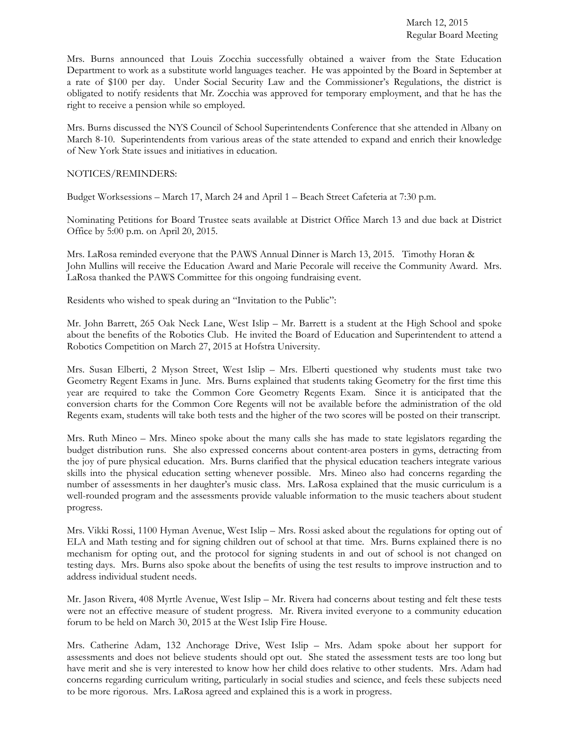Mrs. Burns announced that Louis Zocchia successfully obtained a waiver from the State Education Department to work as a substitute world languages teacher. He was appointed by the Board in September at a rate of $100 per day. Under Social Security Law and the Commissioner's Regulations, the district is obligated to notify residents that Mr. Zocchia was approved for temporary employment, and that he has the right to receive a pension while so employed.

Mrs. Burns discussed the NYS Council of School Superintendents Conference that she attended in Albany on March 8-10. Superintendents from various areas of the state attended to expand and enrich their knowledge of New York State issues and initiatives in education.

NOTICES/REMINDERS:

Budget Worksessions – March 17, March 24 and April 1 – Beach Street Cafeteria at 7:30 p.m.

Nominating Petitions for Board Trustee seats available at District Office March 13 and due back at District Office by 5:00 p.m. on April 20, 2015.

Mrs. LaRosa reminded everyone that the PAWS Annual Dinner is March 13, 2015. Timothy Horan & John Mullins will receive the Education Award and Marie Pecorale will receive the Community Award. Mrs. LaRosa thanked the PAWS Committee for this ongoing fundraising event.

Residents who wished to speak during an "Invitation to the Public":

Mr. John Barrett, 265 Oak Neck Lane, West Islip – Mr. Barrett is a student at the High School and spoke about the benefits of the Robotics Club. He invited the Board of Education and Superintendent to attend a Robotics Competition on March 27, 2015 at Hofstra University.

Mrs. Susan Elberti, 2 Myson Street, West Islip – Mrs. Elberti questioned why students must take two Geometry Regent Exams in June. Mrs. Burns explained that students taking Geometry for the first time this year are required to take the Common Core Geometry Regents Exam. Since it is anticipated that the conversion charts for the Common Core Regents will not be available before the administration of the old Regents exam, students will take both tests and the higher of the two scores will be posted on their transcript.

Mrs. Ruth Mineo – Mrs. Mineo spoke about the many calls she has made to state legislators regarding the budget distribution runs. She also expressed concerns about content-area posters in gyms, detracting from the joy of pure physical education. Mrs. Burns clarified that the physical education teachers integrate various skills into the physical education setting whenever possible. Mrs. Mineo also had concerns regarding the number of assessments in her daughter's music class. Mrs. LaRosa explained that the music curriculum is a well-rounded program and the assessments provide valuable information to the music teachers about student progress.

Mrs. Vikki Rossi, 1100 Hyman Avenue, West Islip – Mrs. Rossi asked about the regulations for opting out of ELA and Math testing and for signing children out of school at that time. Mrs. Burns explained there is no mechanism for opting out, and the protocol for signing students in and out of school is not changed on testing days. Mrs. Burns also spoke about the benefits of using the test results to improve instruction and to address individual student needs.

Mr. Jason Rivera, 408 Myrtle Avenue, West Islip – Mr. Rivera had concerns about testing and felt these tests were not an effective measure of student progress. Mr. Rivera invited everyone to a community education forum to be held on March 30, 2015 at the West Islip Fire House.

Mrs. Catherine Adam, 132 Anchorage Drive, West Islip – Mrs. Adam spoke about her support for assessments and does not believe students should opt out. She stated the assessment tests are too long but have merit and she is very interested to know how her child does relative to other students. Mrs. Adam had concerns regarding curriculum writing, particularly in social studies and science, and feels these subjects need to be more rigorous. Mrs. LaRosa agreed and explained this is a work in progress.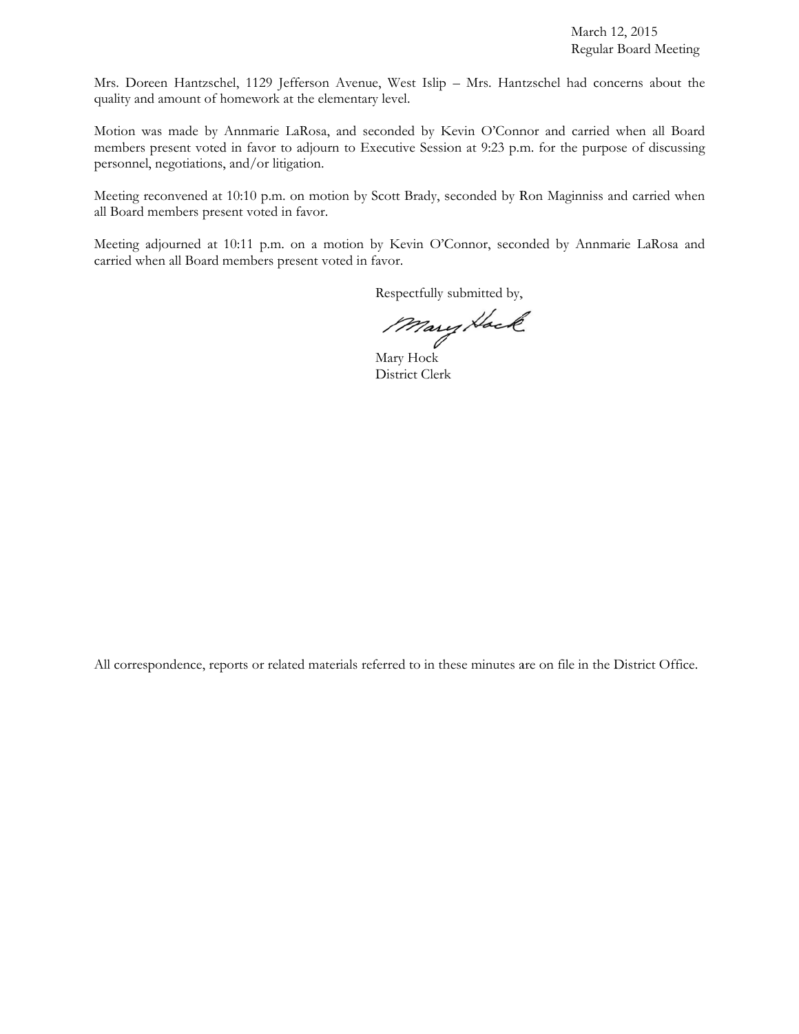Mrs. Doreen Hantzschel, 1129 Jefferson Avenue, West Islip – Mrs. Hantzschel had concerns about the quality and amount of homework at the elementary level.

Motion was made by Annmarie LaRosa, and seconded by Kevin O'Connor and carried when all Board members present voted in favor to adjourn to Executive Session at 9:23 p.m. for the purpose of discussing personnel, negotiations, and/or litigation.

Meeting reconvened at 10:10 p.m. on motion by Scott Brady, seconded by Ron Maginniss and carried when all Board members present voted in favor.

Meeting adjourned at 10:11 p.m. on a motion by Kevin O'Connor, seconded by Annmarie LaRosa and carried when all Board members present voted in favor.

Respectfully submitted by,

Mary Hock
District Clerk

All correspondence, reports or related materials referred to in these minutes are on file in the District Office.